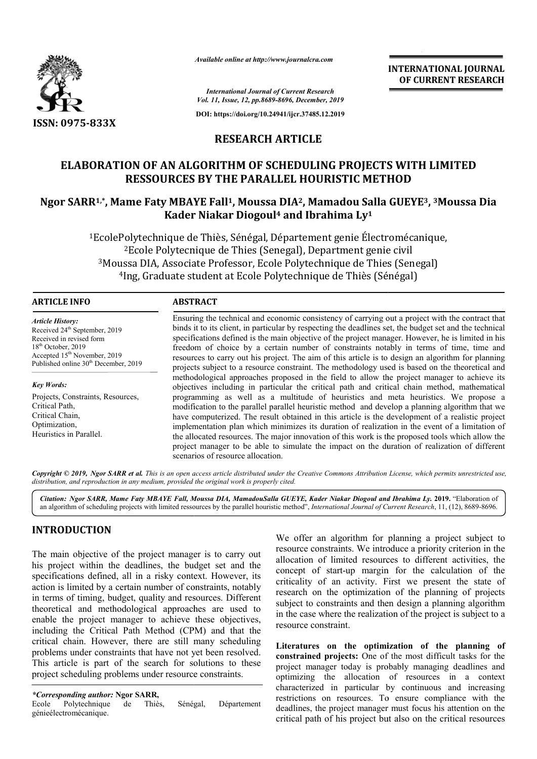*Available online at http://www.journalcra.com*

*International Journal of Current Research*
*Vol. 11, Issue, 12, pp.8689-8696, December, 2019*

**DOI: https://doi.org/10.24941/ijcr.37485.12.2019**

**INTERNATIONAL JOURNAL OF CURRENT RESEARCH**

**ISSN: 0975-833X**

## RESEARCH ARTICLE

# ELABORATION OF AN ALGORITHM OF SCHEDULING PROJECTS WITH LIMITED RESSOURCES BY THE PARALLEL HOURISTIC METHOD

**Ngor SARR[1,*], Mame Faty MBAYE Fall[1], Moussa DIA[2], Mamadou Salla GUEYE[3], [3]Moussa Dia Kader Niakar Diogoul[4] and Ibrahima Ly[1]**

[1]EcolePolytechnique de Thiès, Sénégal, Département genie Électromécanique,
[2]Ecole Polytecnique de Thies (Senegal), Department genie civil
[3]Moussa DIA, Associate Professor, Ecole Polytechnique de Thies (Senegal)
[4]Ing, Graduate student at Ecole Polytechnique de Thiès (Sénégal)

**ARTICLE INFO**

*Article History:*
Received 24th September, 2019
Received in revised form
18th October, 2019
Accepted 15th November, 2019
Published online 30th December, 2019

*Key Words:*
Projects, Constraints, Resources, Critical Path, Critical Chain, Optimization, Heuristics in Parallel.

**ABSTRACT**

Ensuring the technical and economic consistency of carrying out a project with the contract that binds it to its client, in particular by respecting the deadlines set, the budget set and the technical specifications defined is the main objective of the project manager. However, he is limited in his freedom of choice by a certain number of constraints notably in terms of time, time and resources to carry out his project. The aim of this article is to design an algorithm for planning projects subject to a resource constraint. The methodology used is based on the theoretical and methodological approaches proposed in the field to allow the project manager to achieve its objectives including in particular the critical path and critical chain method, mathematical programming as well as a multitude of heuristics and meta heuristics. We propose a modification to the parallel parallel heuristic method and develop a planning algorithm that we have computerized. The result obtained in this article is the development of a realistic project implementation plan which minimizes its duration of realization in the event of a limitation of the allocated resources. The major innovation of this work is the proposed tools which allow the project manager to be able to simulate the impact on the duration of realization of different scenarios of resource allocation.

*Copyright © 2019, Ngor SARR et al. This is an open access article distributed under the Creative Commons Attribution License, which permits unrestricted use, distribution, and reproduction in any medium, provided the original work is properly cited.*

*Citation: Ngor SARR, Mame Faty MBAYE Fall, Moussa DIA, MamadouSalla GUEYE, Kader Niakar Diogoul and Ibrahima Ly.* **2019.** "Elaboration of an algorithm of scheduling projects with limited ressources by the parallel houristic method", *International Journal of Current Research*, 11, (12), 8689-8696.

## INTRODUCTION

The main objective of the project manager is to carry out his project within the deadlines, the budget set and the specifications defined, all in a risky context. However, its action is limited by a certain number of constraints, notably in terms of timing, budget, quality and resources. Different theoretical and methodological approaches are used to enable the project manager to achieve these objectives, including the Critical Path Method (CPM) and that the critical chain. However, there are still many scheduling problems under constraints that have not yet been resolved. This article is part of the search for solutions to these project scheduling problems under resource constraints.

We offer an algorithm for planning a project subject to resource constraints. We introduce a priority criterion in the allocation of limited resources to different activities, the concept of start-up margin for the calculation of the criticality of an activity. First we present the state of research on the optimization of the planning of projects subject to constraints and then design a planning algorithm in the case where the realization of the project is subject to a resource constraint.

**Literatures on the optimization of the planning of constrained projects:** One of the most difficult tasks for the project manager today is probably managing deadlines and optimizing the allocation of resources in a context characterized in particular by continuous and increasing restrictions on resources. To ensure compliance with the deadlines, the project manager must focus his attention on the critical path of his project but also on the critical resources

***Corresponding author:** **Ngor SARR,**
Ecole Polytechnique de Thiès, Sénégal, Département génieélectromécanique.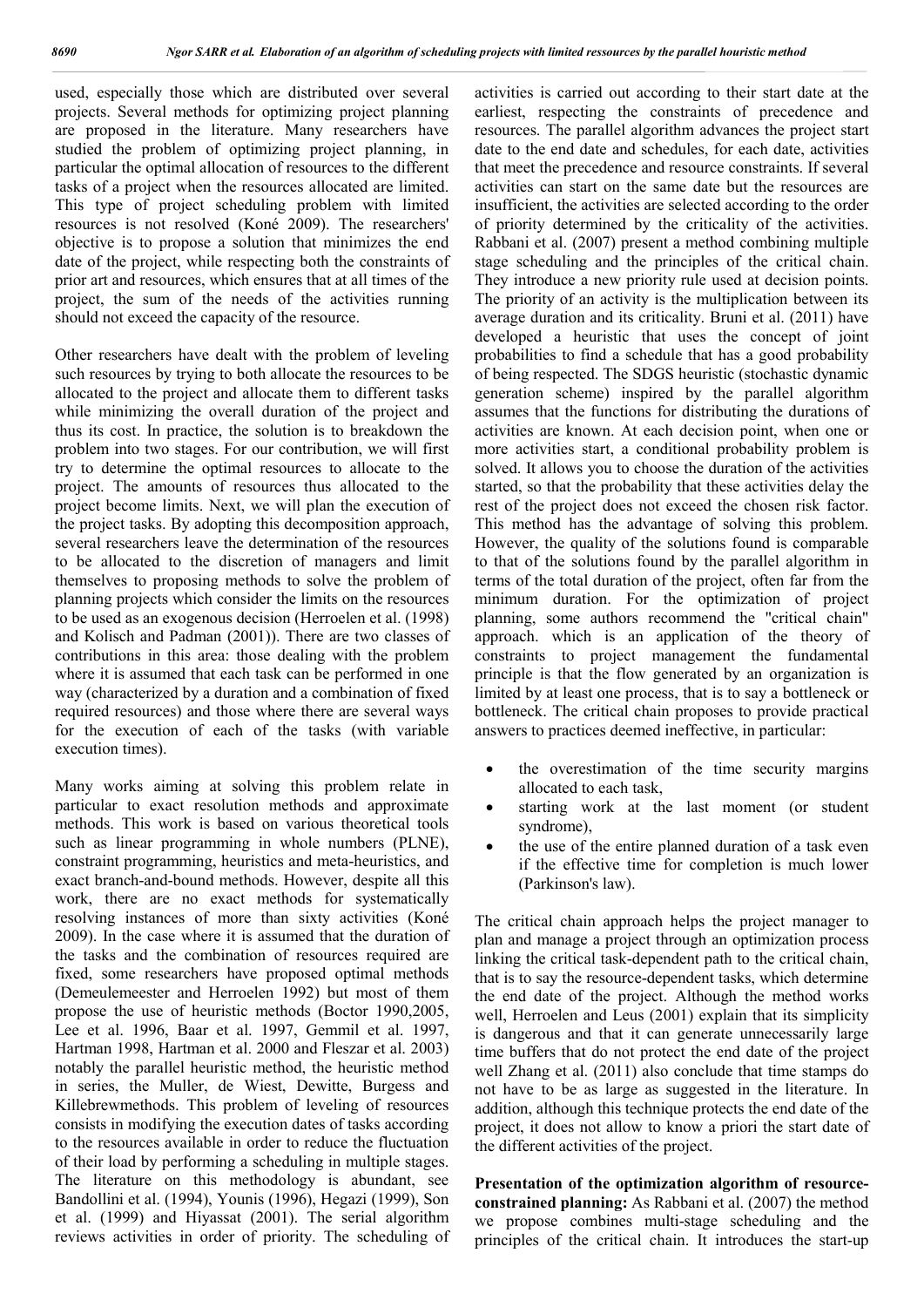used, especially those which are distributed over several projects. Several methods for optimizing project planning are proposed in the literature. Many researchers have studied the problem of optimizing project planning, in particular the optimal allocation of resources to the different tasks of a project when the resources allocated are limited. This type of project scheduling problem with limited resources is not resolved (Koné 2009). The researchers' objective is to propose a solution that minimizes the end date of the project, while respecting both the constraints of prior art and resources, which ensures that at all times of the project, the sum of the needs of the activities running should not exceed the capacity of the resource.

Other researchers have dealt with the problem of leveling such resources by trying to both allocate the resources to be allocated to the project and allocate them to different tasks while minimizing the overall duration of the project and thus its cost. In practice, the solution is to breakdown the problem into two stages. For our contribution, we will first try to determine the optimal resources to allocate to the project. The amounts of resources thus allocated to the project become limits. Next, we will plan the execution of the project tasks. By adopting this decomposition approach, several researchers leave the determination of the resources to be allocated to the discretion of managers and limit themselves to proposing methods to solve the problem of planning projects which consider the limits on the resources to be used as an exogenous decision (Herroelen et al. (1998) and Kolisch and Padman (2001)). There are two classes of contributions in this area: those dealing with the problem where it is assumed that each task can be performed in one way (characterized by a duration and a combination of fixed required resources) and those where there are several ways for the execution of each of the tasks (with variable execution times).

Many works aiming at solving this problem relate in particular to exact resolution methods and approximate methods. This work is based on various theoretical tools such as linear programming in whole numbers (PLNE), constraint programming, heuristics and meta-heuristics, and exact branch-and-bound methods. However, despite all this work, there are no exact methods for systematically resolving instances of more than sixty activities (Koné 2009). In the case where it is assumed that the duration of the tasks and the combination of resources required are fixed, some researchers have proposed optimal methods (Demeulemeester and Herroelen 1992) but most of them propose the use of heuristic methods (Boctor 1990,2005, Lee et al. 1996, Baar et al. 1997, Gemmil et al. 1997, Hartman 1998, Hartman et al. 2000 and Fleszar et al. 2003) notably the parallel heuristic method, the heuristic method in series, the Muller, de Wiest, Dewitte, Burgess and Killebrewmethods. This problem of leveling of resources consists in modifying the execution dates of tasks according to the resources available in order to reduce the fluctuation of their load by performing a scheduling in multiple stages. The literature on this methodology is abundant, see Bandollini et al. (1994), Younis (1996), Hegazi (1999), Son et al. (1999) and Hiyassat (2001). The serial algorithm reviews activities in order of priority. The scheduling of activities is carried out according to their start date at the earliest, respecting the constraints of precedence and resources. The parallel algorithm advances the project start date to the end date and schedules, for each date, activities that meet the precedence and resource constraints. If several activities can start on the same date but the resources are insufficient, the activities are selected according to the order of priority determined by the criticality of the activities. Rabbani et al. (2007) present a method combining multiple stage scheduling and the principles of the critical chain. They introduce a new priority rule used at decision points. The priority of an activity is the multiplication between its average duration and its criticality. Bruni et al. (2011) have developed a heuristic that uses the concept of joint probabilities to find a schedule that has a good probability of being respected. The SDGS heuristic (stochastic dynamic generation scheme) inspired by the parallel algorithm assumes that the functions for distributing the durations of activities are known. At each decision point, when one or more activities start, a conditional probability problem is solved. It allows you to choose the duration of the activities started, so that the probability that these activities delay the rest of the project does not exceed the chosen risk factor. This method has the advantage of solving this problem. However, the quality of the solutions found is comparable to that of the solutions found by the parallel algorithm in terms of the total duration of the project, often far from the minimum duration. For the optimization of project planning, some authors recommend the "critical chain" approach. which is an application of the theory of constraints to project management the fundamental principle is that the flow generated by an organization is limited by at least one process, that is to say a bottleneck or bottleneck. The critical chain proposes to provide practical answers to practices deemed ineffective, in particular:

- the overestimation of the time security margins allocated to each task,
- starting work at the last moment (or student syndrome),
- the use of the entire planned duration of a task even if the effective time for completion is much lower (Parkinson's law).

The critical chain approach helps the project manager to plan and manage a project through an optimization process linking the critical task-dependent path to the critical chain, that is to say the resource-dependent tasks, which determine the end date of the project. Although the method works well, Herroelen and Leus (2001) explain that its simplicity is dangerous and that it can generate unnecessarily large time buffers that do not protect the end date of the project well Zhang et al. (2011) also conclude that time stamps do not have to be as large as suggested in the literature. In addition, although this technique protects the end date of the project, it does not allow to know a priori the start date of the different activities of the project.

**Presentation of the optimization algorithm of resource-constrained planning:** As Rabbani et al. (2007) the method we propose combines multi-stage scheduling and the principles of the critical chain. It introduces the start-up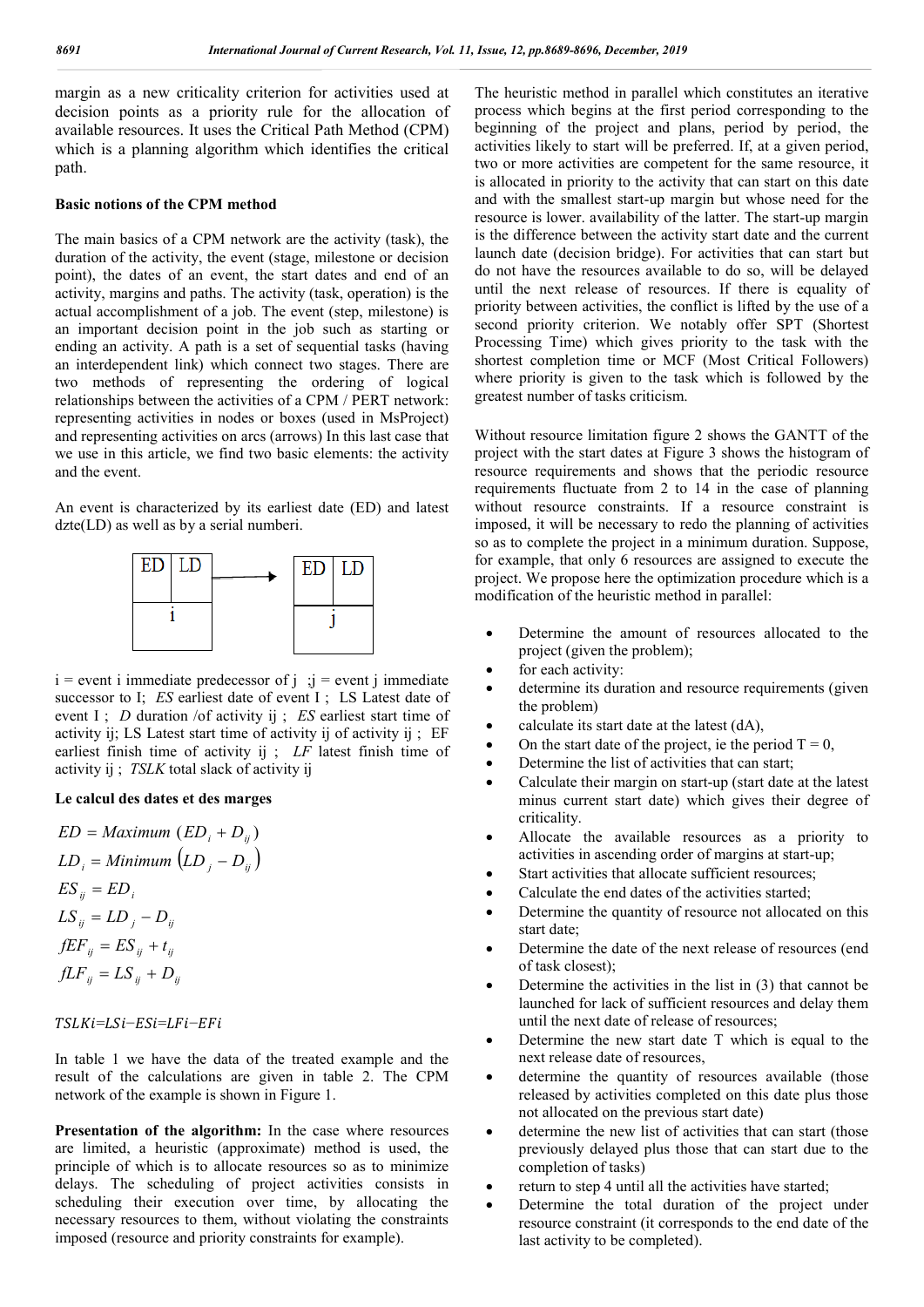margin as a new criticality criterion for activities used at decision points as a priority rule for the allocation of available resources. It uses the Critical Path Method (CPM) which is a planning algorithm which identifies the critical path.

**Basic notions of the CPM method**

The main basics of a CPM network are the activity (task), the duration of the activity, the event (stage, milestone or decision point), the dates of an event, the start dates and end of an activity, margins and paths. The activity (task, operation) is the actual accomplishment of a job. The event (step, milestone) is an important decision point in the job such as starting or ending an activity. A path is a set of sequential tasks (having an interdependent link) which connect two stages. There are two methods of representing the ordering of logical relationships between the activities of a CPM / PERT network: representing activities in nodes or boxes (used in MsProject) and representing activities on arcs (arrows) In this last case that we use in this article, we find two basic elements: the activity and the event.

An event is characterized by its earliest date (ED) and latest dzte(LD) as well as by a serial numberi.

| ED | LD |
|---|---|
| i | |

→

| ED | LD |
|---|---|
| j | |

i = event i immediate predecessor of j ;j = event j immediate successor to I; *ES* earliest date of event I ; LS Latest date of event I ; *D* duration /of activity ij ; *ES* earliest start time of activity ij; LS Latest start time of activity ij of activity ij ; EF earliest finish time of activity ij ; *LF* latest finish time of activity ij ; *TSLK* total slack of activity ij

**Le calcul des dates et des marges**

$$ED = Maximum\ (ED_i + D_{ij})$$

$$LD_i = Minimum\ (LD_j - D_{ij})$$

$$ES_{ij} = ED_i$$

$$LS_{ij} = LD_j - D_{ij}$$

$$fEF_{ij} = ES_{ij} + t_{ij}$$

$$fLF_{ij} = LS_{ij} + D_{ij}$$

$$TSLKi = LSi - ESi = LFi - EFi$$

In table 1 we have the data of the treated example and the result of the calculations are given in table 2. The CPM network of the example is shown in Figure 1.

**Presentation of the algorithm:** In the case where resources are limited, a heuristic (approximate) method is used, the principle of which is to allocate resources so as to minimize delays. The scheduling of project activities consists in scheduling their execution over time, by allocating the necessary resources to them, without violating the constraints imposed (resource and priority constraints for example).

The heuristic method in parallel which constitutes an iterative process which begins at the first period corresponding to the beginning of the project and plans, period by period, the activities likely to start will be preferred. If, at a given period, two or more activities are competent for the same resource, it is allocated in priority to the activity that can start on this date and with the smallest start-up margin but whose need for the resource is lower. availability of the latter. The start-up margin is the difference between the activity start date and the current launch date (decision bridge). For activities that can start but do not have the resources available to do so, will be delayed until the next release of resources. If there is equality of priority between activities, the conflict is lifted by the use of a second priority criterion. We notably offer SPT (Shortest Processing Time) which gives priority to the task with the shortest completion time or MCF (Most Critical Followers) where priority is given to the task which is followed by the greatest number of tasks criticism.

Without resource limitation figure 2 shows the GANTT of the project with the start dates at Figure 3 shows the histogram of resource requirements and shows that the periodic resource requirements fluctuate from 2 to 14 in the case of planning without resource constraints. If a resource constraint is imposed, it will be necessary to redo the planning of activities so as to complete the project in a minimum duration. Suppose, for example, that only 6 resources are assigned to execute the project. We propose here the optimization procedure which is a modification of the heuristic method in parallel:

- Determine the amount of resources allocated to the project (given the problem);
- for each activity:
- determine its duration and resource requirements (given the problem)
- calculate its start date at the latest (dA),
- On the start date of the project, ie the period T = 0,
- Determine the list of activities that can start;
- Calculate their margin on start-up (start date at the latest minus current start date) which gives their degree of criticality.
- Allocate the available resources as a priority to activities in ascending order of margins at start-up;
- Start activities that allocate sufficient resources;
- Calculate the end dates of the activities started;
- Determine the quantity of resource not allocated on this start date;
- Determine the date of the next release of resources (end of task closest);
- Determine the activities in the list in (3) that cannot be launched for lack of sufficient resources and delay them until the next date of release of resources;
- Determine the new start date T which is equal to the next release date of resources,
- determine the quantity of resources available (those released by activities completed on this date plus those not allocated on the previous start date)
- determine the new list of activities that can start (those previously delayed plus those that can start due to the completion of tasks)
- return to step 4 until all the activities have started;
- Determine the total duration of the project under resource constraint (it corresponds to the end date of the last activity to be completed).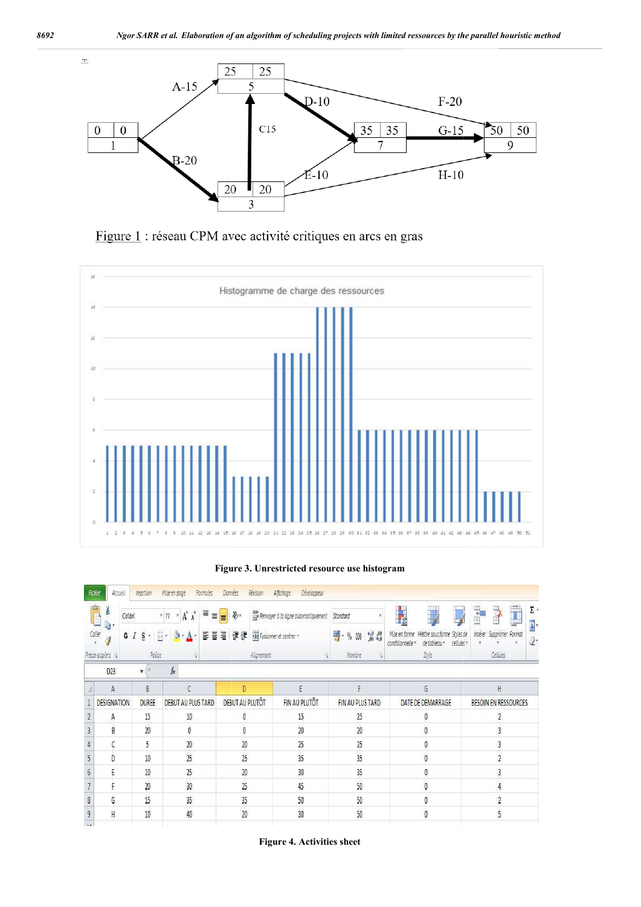A-15

25 | 25
5

D-10

F-20

0 | 0
1

C15

35 | 35
7

G-15

50 | 50
9

B-20

E-10

H-10

20 | 20
3

Figure 1 : réseau CPM avec activité critiques en arcs en gras

Histogramme de charge des ressources

Figure 3. Unrestricted resource use histogram

| | A | B | C | D | E | F | G | H |
|---|---|---|---|---|---|---|---|---|
| 1 | DESIGNATION | DUREE | DEBUT AU PLUS TARD | DEBUT AU PLUTÔT | FIN AU PLUTÔT | FIN AU PLUS TARD | DATE DE DEMARRAGE | BESOIN EN RESSOURCES |
| 2 | A | 15 | 10 | 0 | 15 | 25 | 0 | 2 |
| 3 | B | 20 | 0 | 0 | 20 | 20 | 0 | 3 |
| 4 | C | 5 | 20 | 20 | 25 | 25 | 0 | 3 |
| 5 | D | 10 | 25 | 25 | 35 | 35 | 0 | 2 |
| 6 | E | 10 | 25 | 20 | 30 | 35 | 0 | 3 |
| 7 | F | 20 | 30 | 25 | 45 | 50 | 0 | 4 |
| 8 | G | 15 | 35 | 35 | 50 | 50 | 0 | 2 |
| 9 | H | 10 | 40 | 20 | 30 | 50 | 0 | 5 |

Figure 4. Activities sheet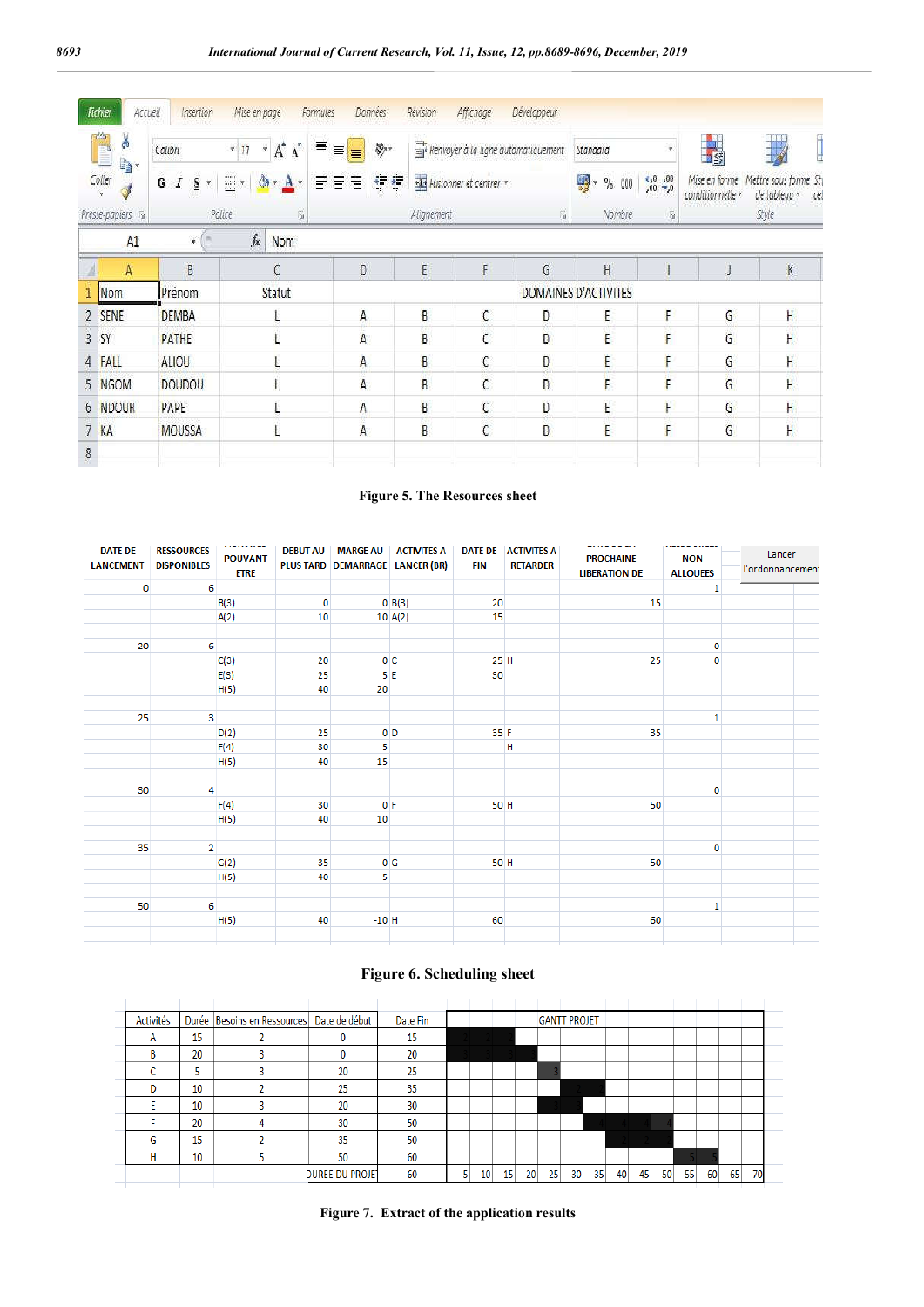| | A | B | C | D | E | F | G | H | I | J | K |
|---|---|---|---|---|---|---|---|---|---|---|---|
| 1 | Nom | Prénom | Statut | DOMAINES D'ACTIVITES | | | | | | | |
| 2 | SENE | DEMBA | L | A | B | C | D | E | F | G | H |
| 3 | SY | PATHE | L | A | B | C | D | E | F | G | H |
| 4 | FALL | ALIOU | L | A | B | C | D | E | F | G | H |
| 5 | NGOM | DOUDOU | L | A | B | C | D | E | F | G | H |
| 6 | NDOUR | PAPE | L | A | B | C | D | E | F | G | H |
| 7 | KA | MOUSSA | L | A | B | C | D | E | F | G | H |
| 8 | | | | | | | | | | | |

**Figure 5. The Resources sheet**

| DATE DE LANCEMENT | RESSOURCES DISPONIBLES | POUVANT ETRE | DEBUT AU PLUS TARD | MARGE AU DEMARRAGE | ACTIVITES A LANCER (BR) | DATE DE FIN | ACTIVITES A RETARDER | PROCHAINE LIBERATION DE | NON ALLOUEES | Lancer l'ordonnancement |
|---|---|---|---|---|---|---|---|---|---|---|
| 0 | 6 | | | | | | | | 1 | |
| | | B(3) | 0 | 0 | B(3) | 20 | | 15 | | |
| | | A(2) | 10 | 10 | A(2) | 15 | | | | |
| 20 | 6 | | | | | | | | 0 | |
| | | C(3) | 20 | 0 | C | 25 | H | 25 | 0 | |
| | | E(3) | 25 | 5 | E | 30 | | | | |
| | | H(5) | 40 | 20 | | | | | | |
| 25 | 3 | | | | | | | | 1 | |
| | | D(2) | 25 | 0 | D | 35 | F | 35 | | |
| | | F(4) | 30 | 5 | | | H | | | |
| | | H(5) | 40 | 15 | | | | | | |
| 30 | 4 | | | | | | | | 0 | |
| | | F(4) | 30 | 0 | F | 50 | H | 50 | | |
| | | H(5) | 40 | 10 | | | | | | |
| 35 | 2 | | | | | | | | 0 | |
| | | G(2) | 35 | 0 | G | 50 | H | 50 | | |
| | | H(5) | 40 | 5 | | | | | | |
| 50 | 6 | | | | | | | | 1 | |
| | | H(5) | 40 | -10 | H | 60 | | 60 | | |

**Figure 6. Scheduling sheet**

| Activités | Durée | Besoins en Ressources | Date de début | Date Fin |
|---|---|---|---|---|
| A | 15 | 2 | 0 | 15 |
| B | 20 | 3 | 0 | 20 |
| C | 5 | 3 | 20 | 25 |
| D | 10 | 2 | 25 | 35 |
| E | 10 | 3 | 20 | 30 |
| F | 20 | 4 | 30 | 50 |
| G | 15 | 2 | 35 | 50 |
| H | 10 | 5 | 50 | 60 |
| | | | DUREE DU PROJE | 60 |

GANTT PROJET

5 10 15 20 25 30 35 40 45 50 55 60 65 70

**Figure 7. Extract of the application results**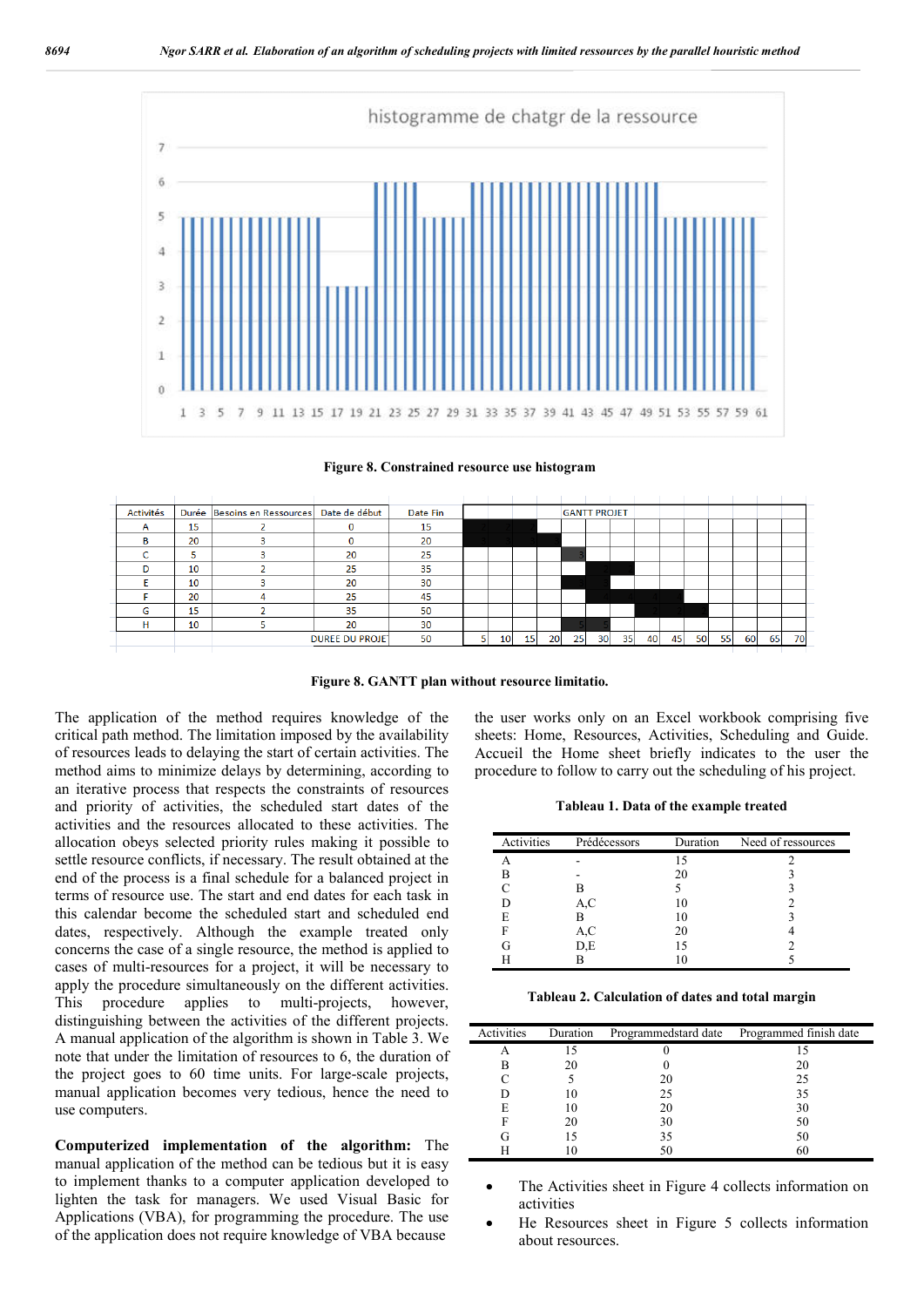histogramme de chatgr de la ressource

7
6
5
4
3
2
1
0

1 3 5 7 9 11 13 15 17 19 21 23 25 27 29 31 33 35 37 39 41 43 45 47 49 51 53 55 57 59 61

**Figure 8. Constrained resource use histogram**

| Activités | Durée | Besoins en Ressources | Date de début | Date Fin |
|---|---|---|---|---|
| A | 15 | 2 | 0 | 15 |
| B | 20 | 3 | 0 | 20 |
| C | 5 | 3 | 20 | 25 |
| D | 10 | 2 | 25 | 35 |
| E | 10 | 3 | 20 | 30 |
| F | 20 | 4 | 25 | 45 |
| G | 15 | 2 | 35 | 50 |
| H | 10 | 5 | 20 | 30 |
| | | | DUREE DU PROJET | 50 |

GANTT PROJET

5 10 15 20 25 30 35 40 45 50 55 60 65 70

**Figure 8. GANTT plan without resource limitatio.**

The application of the method requires knowledge of the critical path method. The limitation imposed by the availability of resources leads to delaying the start of certain activities. The method aims to minimize delays by determining, according to an iterative process that respects the constraints of resources and priority of activities, the scheduled start dates of the activities and the resources allocated to these activities. The allocation obeys selected priority rules making it possible to settle resource conflicts, if necessary. The result obtained at the end of the process is a final schedule for a balanced project in terms of resource use. The start and end dates for each task in this calendar become the scheduled start and scheduled end dates, respectively. Although the example treated only concerns the case of a single resource, the method is applied to cases of multi-resources for a project, it will be necessary to apply the procedure simultaneously on the different activities. This procedure applies to multi-projects, however, distinguishing between the activities of the different projects. A manual application of the algorithm is shown in Table 3. We note that under the limitation of resources to 6, the duration of the project goes to 60 time units. For large-scale projects, manual application becomes very tedious, hence the need to use computers.

**Computerized implementation of the algorithm:** The manual application of the method can be tedious but it is easy to implement thanks to a computer application developed to lighten the task for managers. We used Visual Basic for Applications (VBA), for programming the procedure. The use of the application does not require knowledge of VBA because the user works only on an Excel workbook comprising five sheets: Home, Resources, Activities, Scheduling and Guide. Accueil the Home sheet briefly indicates to the user the procedure to follow to carry out the scheduling of his project.

**Tableau 1. Data of the example treated**

| Activities | Prédécesseurs | Duration | Need of ressources |
|---|---|---|---|
| A | - | 15 | 2 |
| B | - | 20 | 3 |
| C | B | 5 | 3 |
| D | A,C | 10 | 2 |
| E | B | 10 | 3 |
| F | A,C | 20 | 4 |
| G | D,E | 15 | 2 |
| H | B | 10 | 5 |

**Tableau 2. Calculation of dates and total margin**

| Activities | Duration | Programmedstard date | Programmed finish date |
|---|---|---|---|
| A | 15 | 0 | 15 |
| B | 20 | 0 | 20 |
| C | 5 | 20 | 25 |
| D | 10 | 25 | 35 |
| E | 10 | 20 | 30 |
| F | 20 | 30 | 50 |
| G | 15 | 35 | 50 |
| H | 10 | 50 | 60 |

- The Activities sheet in Figure 4 collects information on activities
- He Resources sheet in Figure 5 collects information about resources.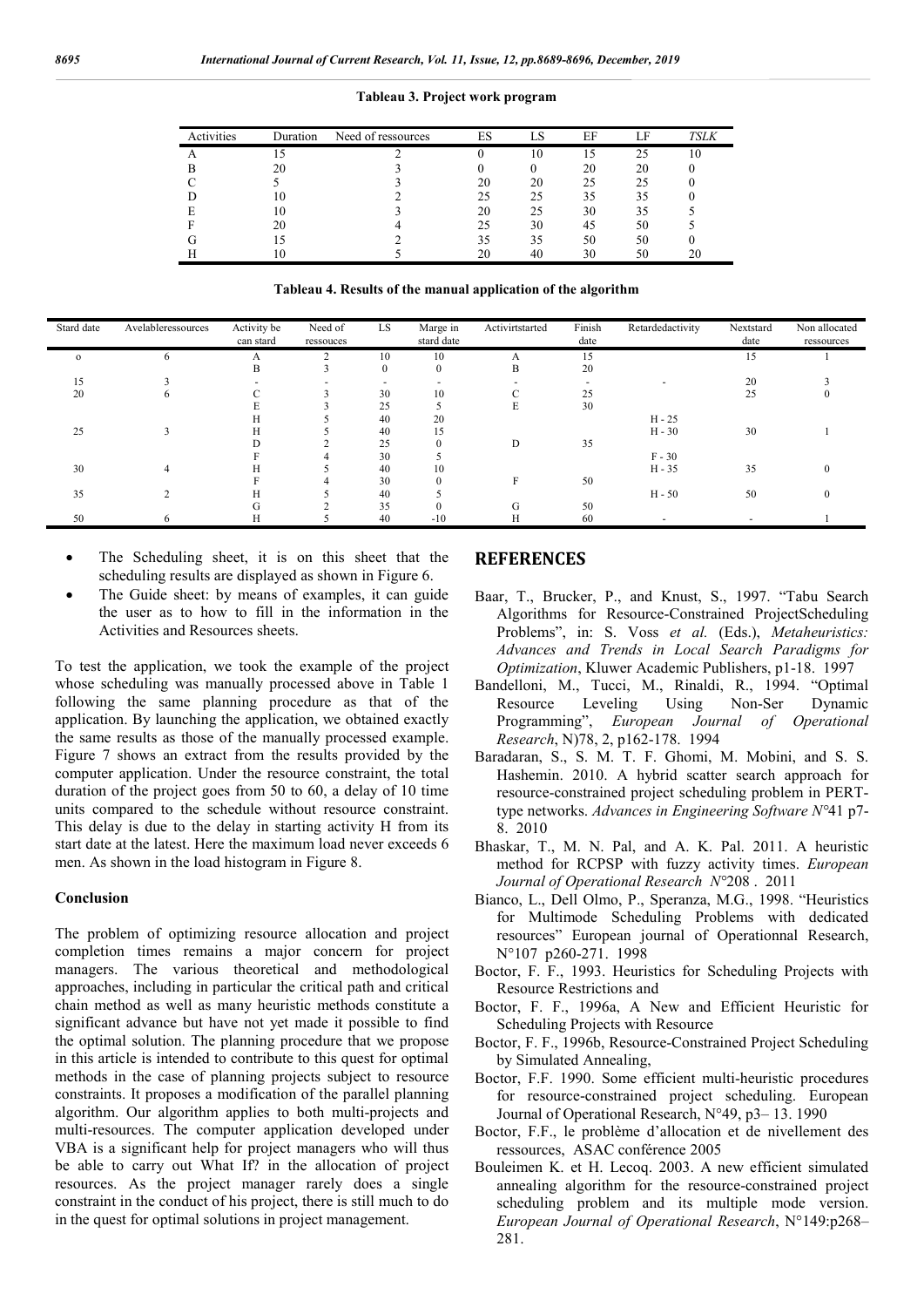**Tableau 3. Project work program**

| Activities | Duration | Need of ressources | ES | LS | EF | LF | *TSLK* |
|---|---|---|---|---|---|---|---|
| A | 15 | 2 | 0 | 10 | 15 | 25 | 10 |
| B | 20 | 3 | 0 | 0 | 20 | 20 | 0 |
| C | 5 | 3 | 20 | 20 | 25 | 25 | 0 |
| D | 10 | 2 | 25 | 25 | 35 | 35 | 0 |
| E | 10 | 3 | 20 | 25 | 30 | 35 | 5 |
| F | 20 | 4 | 25 | 30 | 45 | 50 | 5 |
| G | 15 | 2 | 35 | 35 | 50 | 50 | 0 |
| H | 10 | 5 | 20 | 40 | 30 | 50 | 20 |

**Tableau 4. Results of the manual application of the algorithm**

| Stard date | Avelableressources | Activity be can stard | Need of ressouces | LS | Marge in stard date | Activirtstarted | Finish date | Retardedactivity | Nextstard date | Non allocated ressources |
|---|---|---|---|---|---|---|---|---|---|---|
| o | 6 | A | 2 | 10 | 10 | A | 15 | | 15 | 1 |
| | | B | 3 | 0 | 0 | B | 20 | | | |
| 15 | 3 | - | - | - | - | - | - | - | 20 | 3 |
| 20 | 6 | C | 3 | 30 | 10 | C | 25 | | 25 | 0 |
| | | E | 3 | 25 | 5 | E | 30 | | | |
| | | H | 5 | 40 | 20 | | | H - 25 | | |
| 25 | 3 | H | 5 | 40 | 15 | | | H - 30 | 30 | 1 |
| | | D | 2 | 25 | 0 | D | 35 | | | |
| | | F | 4 | 30 | 5 | | | F - 30 | | |
| 30 | 4 | H | 5 | 40 | 10 | | | H - 35 | 35 | 0 |
| | | F | 4 | 30 | 0 | F | 50 | | | |
| 35 | 2 | H | 5 | 40 | 5 | | | H - 50 | 50 | 0 |
| | | G | 2 | 35 | 0 | G | 50 | | | |
| 50 | 6 | H | 5 | 40 | -10 | H | 60 | - | - | 1 |

- The Scheduling sheet, it is on this sheet that the scheduling results are displayed as shown in Figure 6.
- The Guide sheet: by means of examples, it can guide the user as to how to fill in the information in the Activities and Resources sheets.

To test the application, we took the example of the project whose scheduling was manually processed above in Table 1 following the same planning procedure as that of the application. By launching the application, we obtained exactly the same results as those of the manually processed example. Figure 7 shows an extract from the results provided by the computer application. Under the resource constraint, the total duration of the project goes from 50 to 60, a delay of 10 time units compared to the schedule without resource constraint. This delay is due to the delay in starting activity H from its start date at the latest. Here the maximum load never exceeds 6 men. As shown in the load histogram in Figure 8.

### Conclusion

The problem of optimizing resource allocation and project completion times remains a major concern for project managers. The various theoretical and methodological approaches, including in particular the critical path and critical chain method as well as many heuristic methods constitute a significant advance but have not yet made it possible to find the optimal solution. The planning procedure that we propose in this article is intended to contribute to this quest for optimal methods in the case of planning projects subject to resource constraints. It proposes a modification of the parallel planning algorithm. Our algorithm applies to both multi-projects and multi-resources. The computer application developed under VBA is a significant help for project managers who will thus be able to carry out What If? in the allocation of project resources. As the project manager rarely does a single constraint in the conduct of his project, there is still much to do in the quest for optimal solutions in project management.

## REFERENCES

Baar, T., Brucker, P., and Knust, S., 1997. "Tabu Search Algorithms for Resource-Constrained ProjectScheduling Problems", in: S. Voss *et al.* (Eds.), *Metaheuristics: Advances and Trends in Local Search Paradigms for Optimization*, Kluwer Academic Publishers, p1-18. 1997

Bandelloni, M., Tucci, M., Rinaldi, R., 1994. "Optimal Resource Leveling Using Non-Ser Dynamic Programming", *European Journal of Operational Research*, N)78, 2, p162-178. 1994

Baradaran, S., S. M. T. F. Ghomi, M. Mobini, and S. S. Hashemin. 2010. A hybrid scatter search approach for resource-constrained project scheduling problem in PERT-type networks. *Advances in Engineering Software N°*41 p7-8. 2010

Bhaskar, T., M. N. Pal, and A. K. Pal. 2011. A heuristic method for RCPSP with fuzzy activity times. *European Journal of Operational Research N°*208 . 2011

Bianco, L., Dell Olmo, P., Speranza, M.G., 1998. "Heuristics for Multimode Scheduling Problems with dedicated resources" European journal of Operationnal Research, N°107 p260-271. 1998

Boctor, F. F., 1993. Heuristics for Scheduling Projects with Resource Restrictions and

Boctor, F. F., 1996a, A New and Efficient Heuristic for Scheduling Projects with Resource

Boctor, F. F., 1996b, Resource-Constrained Project Scheduling by Simulated Annealing,

Boctor, F.F. 1990. Some efficient multi-heuristic procedures for resource-constrained project scheduling. European Journal of Operational Research, N°49, p3– 13. 1990

Boctor, F.F., le problème d'allocation et de nivellement des ressources, ASAC conférence 2005

Bouleimen K. et H. Lecoq. 2003. A new efficient simulated annealing algorithm for the resource-constrained project scheduling problem and its multiple mode version. *European Journal of Operational Research*, N°149:p268–281.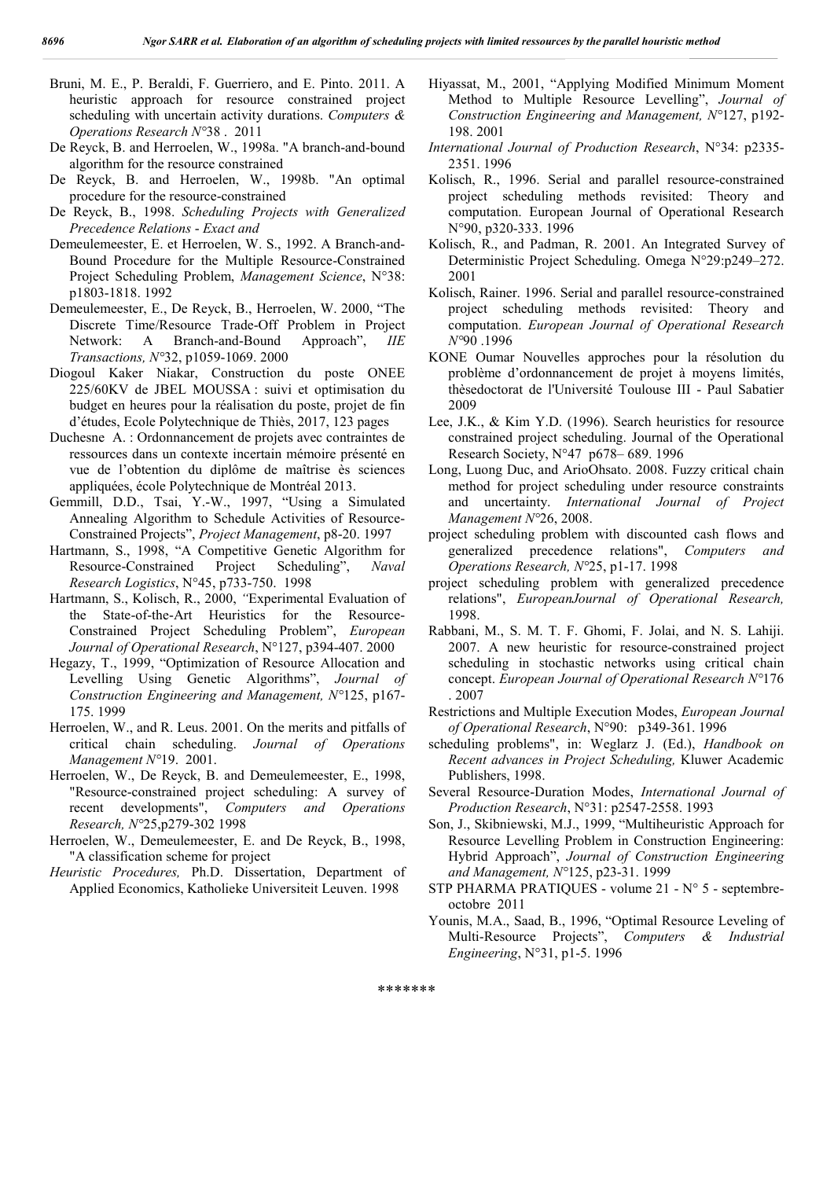Bruni, M. E., P. Beraldi, F. Guerriero, and E. Pinto. 2011. A heuristic approach for resource constrained project scheduling with uncertain activity durations. *Computers & Operations Research N°*38 . 2011

De Reyck, B. and Herroelen, W., 1998a. "A branch-and-bound algorithm for the resource constrained

De Reyck, B. and Herroelen, W., 1998b. "An optimal procedure for the resource-constrained

De Reyck, B., 1998. *Scheduling Projects with Generalized Precedence Relations - Exact and*

Demeulemeester, E. et Herroelen, W. S., 1992. A Branch-and-Bound Procedure for the Multiple Resource-Constrained Project Scheduling Problem, *Management Science*, N°38: p1803-1818. 1992

Demeulemeester, E., De Reyck, B., Herroelen, W. 2000, "The Discrete Time/Resource Trade-Off Problem in Project Network: A Branch-and-Bound Approach", *IIE Transactions, N°*32, p1059-1069. 2000

Diogoul Kaker Niakar, Construction du poste ONEE 225/60KV de JBEL MOUSSA : suivi et optimisation du budget en heures pour la réalisation du poste, projet de fin d'études, Ecole Polytechnique de Thiès, 2017, 123 pages

Duchesne A. : Ordonnancement de projets avec contraintes de ressources dans un contexte incertain mémoire présenté en vue de l'obtention du diplôme de maîtrise ès sciences appliquées, école Polytechnique de Montréal 2013.

Gemmill, D.D., Tsai, Y.-W., 1997, "Using a Simulated Annealing Algorithm to Schedule Activities of Resource-Constrained Projects", *Project Management*, p8-20. 1997

Hartmann, S., 1998, "A Competitive Genetic Algorithm for Resource-Constrained Project Scheduling", *Naval Research Logistics*, N°45, p733-750. 1998

Hartmann, S., Kolisch, R., 2000, *"*Experimental Evaluation of the State-of-the-Art Heuristics for the Resource-Constrained Project Scheduling Problem", *European Journal of Operational Research*, N°127, p394-407. 2000

Hegazy, T., 1999, "Optimization of Resource Allocation and Levelling Using Genetic Algorithms", *Journal of Construction Engineering and Management, N°*125, p167-175. 1999

Herroelen, W., and R. Leus. 2001. On the merits and pitfalls of critical chain scheduling. *Journal of Operations Management N°*19. 2001.

Herroelen, W., De Reyck, B. and Demeulemeester, E., 1998, "Resource-constrained project scheduling: A survey of recent developments", *Computers and Operations Research, N°*25,p279-302 1998

Herroelen, W., Demeulemeester, E. and De Reyck, B., 1998, "A classification scheme for project

*Heuristic Procedures,* Ph.D. Dissertation, Department of Applied Economics, Katholieke Universiteit Leuven. 1998

Hiyassat, M., 2001, "Applying Modified Minimum Moment Method to Multiple Resource Levelling", *Journal of Construction Engineering and Management, N°*127, p192-198. 2001

*International Journal of Production Research*, N°34: p2335-2351. 1996

Kolisch, R., 1996. Serial and parallel resource-constrained project scheduling methods revisited: Theory and computation. European Journal of Operational Research N°90, p320-333. 1996

Kolisch, R., and Padman, R. 2001. An Integrated Survey of Deterministic Project Scheduling. Omega N°29:p249–272. 2001

Kolisch, Rainer. 1996. Serial and parallel resource-constrained project scheduling methods revisited: Theory and computation. *European Journal of Operational Research N°*90 .1996

KONE Oumar Nouvelles approches pour la résolution du problème d'ordonnancement de projet à moyens limités, thèsedoctorat de l'Université Toulouse III - Paul Sabatier 2009

Lee, J.K., & Kim Y.D. (1996). Search heuristics for resource constrained project scheduling. Journal of the Operational Research Society, N°47 p678– 689. 1996

Long, Luong Duc, and ArioOhsato. 2008. Fuzzy critical chain method for project scheduling under resource constraints and uncertainty. *International Journal of Project Management N°*26, 2008.

project scheduling problem with discounted cash flows and generalized precedence relations", *Computers and Operations Research, N°*25, p1-17. 1998

project scheduling problem with generalized precedence relations", *EuropeanJournal of Operational Research,* 1998.

Rabbani, M., S. M. T. F. Ghomi, F. Jolai, and N. S. Lahiji. 2007. A new heuristic for resource-constrained project scheduling in stochastic networks using critical chain concept. *European Journal of Operational Research N°*176 . 2007

Restrictions and Multiple Execution Modes, *European Journal of Operational Research*, N°90: p349-361. 1996

scheduling problems", in: Weglarz J. (Ed.), *Handbook on Recent advances in Project Scheduling,* Kluwer Academic Publishers, 1998.

Several Resource-Duration Modes, *International Journal of Production Research*, N°31: p2547-2558. 1993

Son, J., Skibniewski, M.J., 1999, "Multiheuristic Approach for Resource Levelling Problem in Construction Engineering: Hybrid Approach", *Journal of Construction Engineering and Management, N°*125, p23-31. 1999

STP PHARMA PRATIQUES - volume 21 - N° 5 - septembre-octobre 2011

Younis, M.A., Saad, B., 1996, "Optimal Resource Leveling of Multi-Resource Projects", *Computers & Industrial Engineering*, N°31, p1-5. 1996

*******